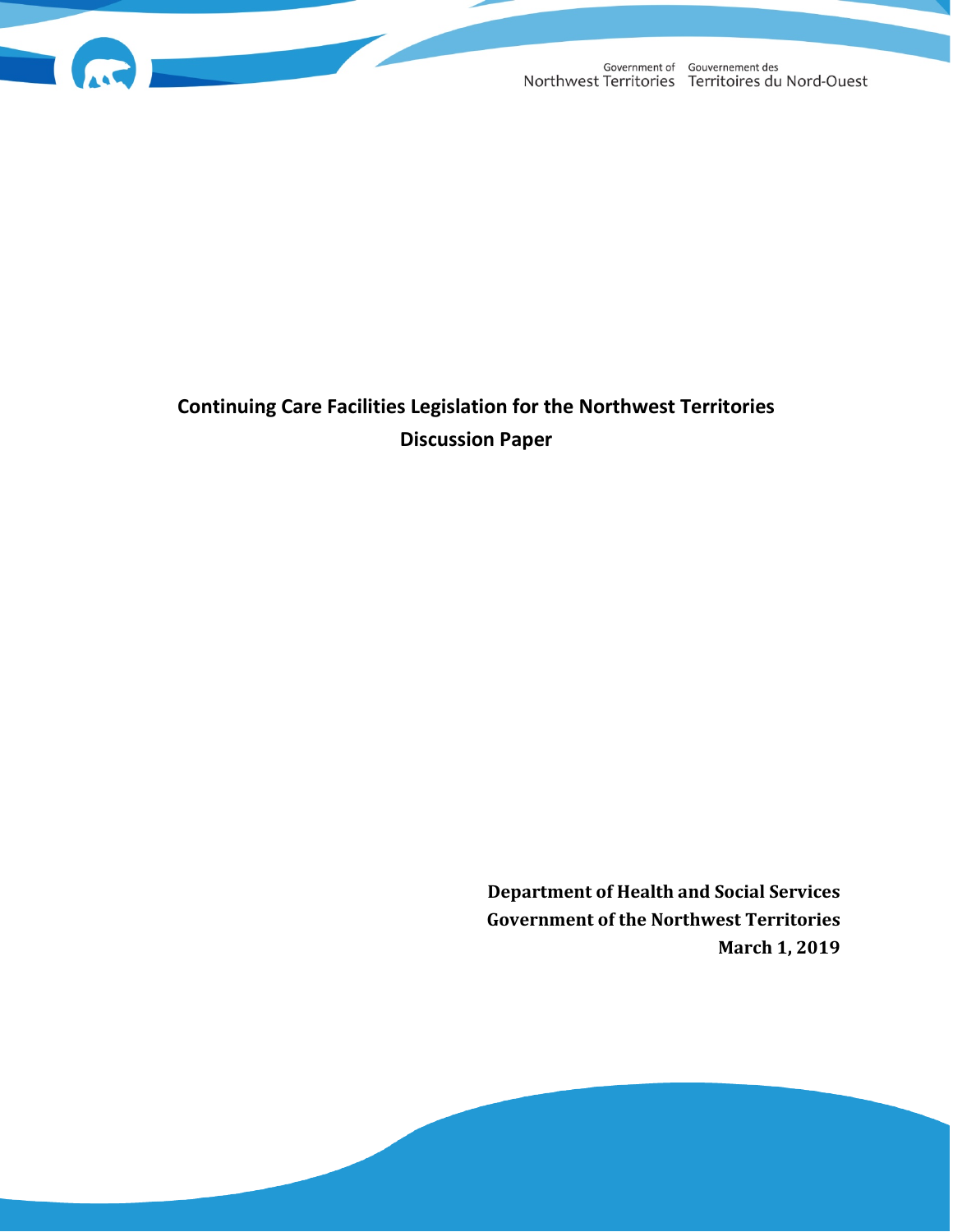Government of Northwest Territories | Gouvernement des Territoires du Nord-Ouest

# Continuing Care Facilities Legislation for the Northwest Territories
## Discussion Paper

**Department of Health and Social Services**
**Government of the Northwest Territories**
**March 1, 2019**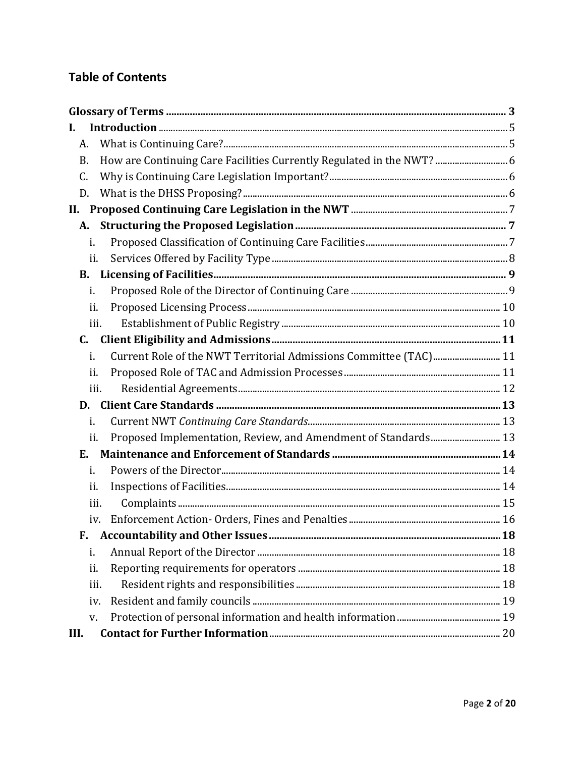## Table of Contents

**Glossary of Terms** ..... **3**

**I. Introduction** ..... 5

- A. What is Continuing Care? ..... 5
- B. How are Continuing Care Facilities Currently Regulated in the NWT? ..... 6
- C. Why is Continuing Care Legislation Important? ..... 6
- D. What is the DHSS Proposing? ..... 6

**II. Proposed Continuing Care Legislation in the NWT** ..... 7

- **A. Structuring the Proposed Legislation** ..... **7**
  - i. Proposed Classification of Continuing Care Facilities ..... 7
  - ii. Services Offered by Facility Type ..... 8
- **B. Licensing of Facilities** ..... **9**
  - i. Proposed Role of the Director of Continuing Care ..... 9
  - ii. Proposed Licensing Process ..... 10
  - iii. Establishment of Public Registry ..... 10
- **C. Client Eligibility and Admissions** ..... **11**
  - i. Current Role of the NWT Territorial Admissions Committee (TAC) ..... 11
  - ii. Proposed Role of TAC and Admission Processes ..... 11
  - iii. Residential Agreements ..... 12
- **D. Client Care Standards** ..... **13**
  - i. Current NWT *Continuing Care Standards* ..... 13
  - ii. Proposed Implementation, Review, and Amendment of Standards ..... 13
- **E. Maintenance and Enforcement of Standards** ..... **14**
  - i. Powers of the Director ..... 14
  - ii. Inspections of Facilities ..... 14
  - iii. Complaints ..... 15
  - iv. Enforcement Action- Orders, Fines and Penalties ..... 16
- **F. Accountability and Other Issues** ..... **18**
  - i. Annual Report of the Director ..... 18
  - ii. Reporting requirements for operators ..... 18
  - iii. Resident rights and responsibilities ..... 18
  - iv. Resident and family councils ..... 19
  - v. Protection of personal information and health information ..... 19

**III. Contact for Further Information** ..... 20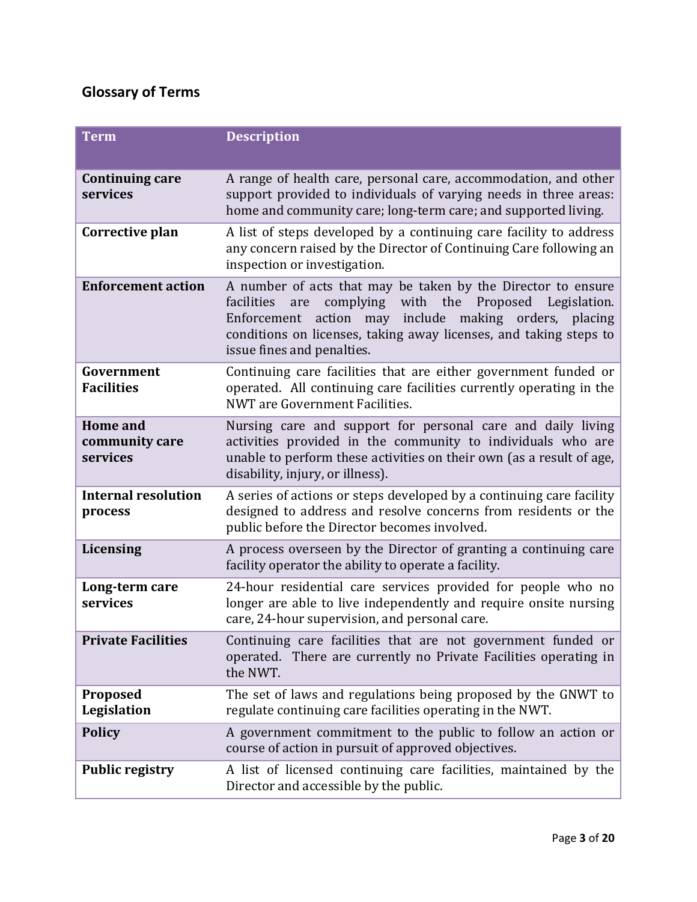## Glossary of Terms

| Term | Description |
|---|---|
| **Continuing care services** | A range of health care, personal care, accommodation, and other support provided to individuals of varying needs in three areas: home and community care; long-term care; and supported living. |
| **Corrective plan** | A list of steps developed by a continuing care facility to address any concern raised by the Director of Continuing Care following an inspection or investigation. |
| **Enforcement action** | A number of acts that may be taken by the Director to ensure facilities are complying with the Proposed Legislation. Enforcement action may include making orders, placing conditions on licenses, taking away licenses, and taking steps to issue fines and penalties. |
| **Government Facilities** | Continuing care facilities that are either government funded or operated. All continuing care facilities currently operating in the NWT are Government Facilities. |
| **Home and community care services** | Nursing care and support for personal care and daily living activities provided in the community to individuals who are unable to perform these activities on their own (as a result of age, disability, injury, or illness). |
| **Internal resolution process** | A series of actions or steps developed by a continuing care facility designed to address and resolve concerns from residents or the public before the Director becomes involved. |
| **Licensing** | A process overseen by the Director of granting a continuing care facility operator the ability to operate a facility. |
| **Long-term care services** | 24-hour residential care services provided for people who no longer are able to live independently and require onsite nursing care, 24-hour supervision, and personal care. |
| **Private Facilities** | Continuing care facilities that are not government funded or operated. There are currently no Private Facilities operating in the NWT. |
| **Proposed Legislation** | The set of laws and regulations being proposed by the GNWT to regulate continuing care facilities operating in the NWT. |
| **Policy** | A government commitment to the public to follow an action or course of action in pursuit of approved objectives. |
| **Public registry** | A list of licensed continuing care facilities, maintained by the Director and accessible by the public. |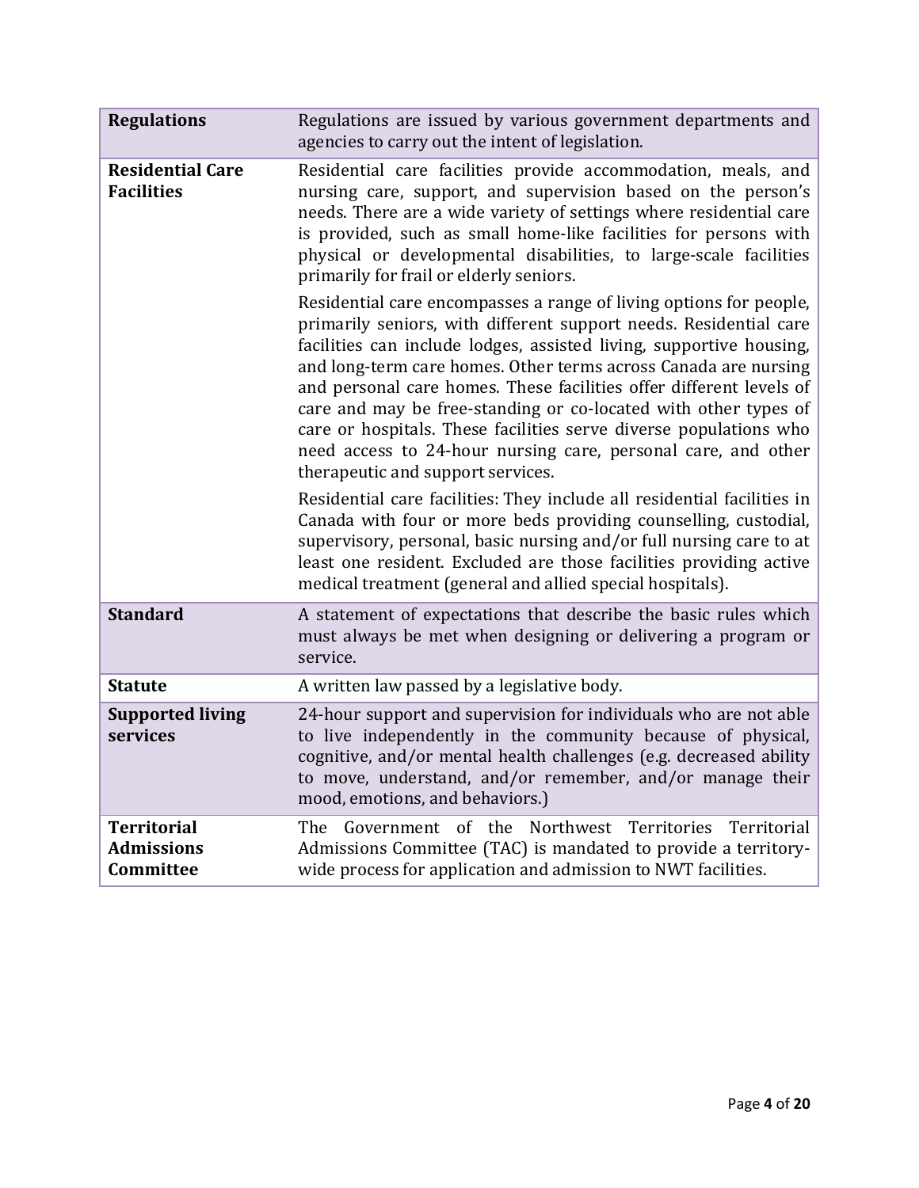| | |
|---|---|
| **Regulations** | Regulations are issued by various government departments and agencies to carry out the intent of legislation. |
| **Residential Care Facilities** | Residential care facilities provide accommodation, meals, and nursing care, support, and supervision based on the person's needs. There are a wide variety of settings where residential care is provided, such as small home-like facilities for persons with physical or developmental disabilities, to large-scale facilities primarily for frail or elderly seniors.<br><br>Residential care encompasses a range of living options for people, primarily seniors, with different support needs. Residential care facilities can include lodges, assisted living, supportive housing, and long-term care homes. Other terms across Canada are nursing and personal care homes. These facilities offer different levels of care and may be free-standing or co-located with other types of care or hospitals. These facilities serve diverse populations who need access to 24-hour nursing care, personal care, and other therapeutic and support services.<br><br>Residential care facilities: They include all residential facilities in Canada with four or more beds providing counselling, custodial, supervisory, personal, basic nursing and/or full nursing care to at least one resident. Excluded are those facilities providing active medical treatment (general and allied special hospitals). |
| **Standard** | A statement of expectations that describe the basic rules which must always be met when designing or delivering a program or service. |
| **Statute** | A written law passed by a legislative body. |
| **Supported living services** | 24-hour support and supervision for individuals who are not able to live independently in the community because of physical, cognitive, and/or mental health challenges (e.g. decreased ability to move, understand, and/or remember, and/or manage their mood, emotions, and behaviors.) |
| **Territorial Admissions Committee** | The Government of the Northwest Territories Territorial Admissions Committee (TAC) is mandated to provide a territory-wide process for application and admission to NWT facilities. |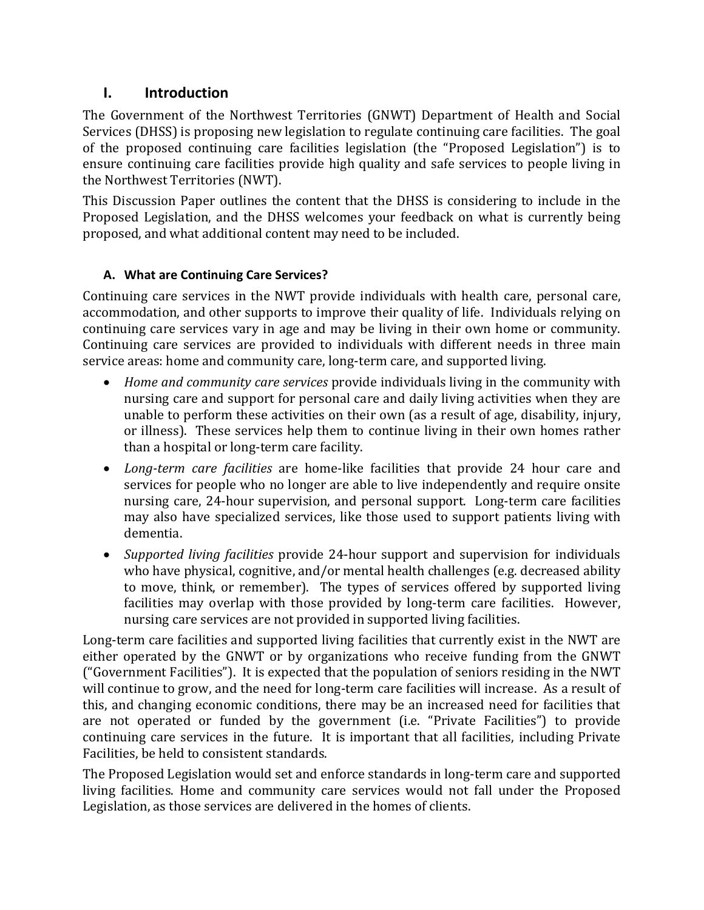## I. Introduction

The Government of the Northwest Territories (GNWT) Department of Health and Social Services (DHSS) is proposing new legislation to regulate continuing care facilities. The goal of the proposed continuing care facilities legislation (the "Proposed Legislation") is to ensure continuing care facilities provide high quality and safe services to people living in the Northwest Territories (NWT).

This Discussion Paper outlines the content that the DHSS is considering to include in the Proposed Legislation, and the DHSS welcomes your feedback on what is currently being proposed, and what additional content may need to be included.

### A. What are Continuing Care Services?

Continuing care services in the NWT provide individuals with health care, personal care, accommodation, and other supports to improve their quality of life. Individuals relying on continuing care services vary in age and may be living in their own home or community. Continuing care services are provided to individuals with different needs in three main service areas: home and community care, long-term care, and supported living.

- *Home and community care services* provide individuals living in the community with nursing care and support for personal care and daily living activities when they are unable to perform these activities on their own (as a result of age, disability, injury, or illness). These services help them to continue living in their own homes rather than a hospital or long-term care facility.
- *Long-term care facilities* are home-like facilities that provide 24 hour care and services for people who no longer are able to live independently and require onsite nursing care, 24-hour supervision, and personal support. Long-term care facilities may also have specialized services, like those used to support patients living with dementia.
- *Supported living facilities* provide 24-hour support and supervision for individuals who have physical, cognitive, and/or mental health challenges (e.g. decreased ability to move, think, or remember). The types of services offered by supported living facilities may overlap with those provided by long-term care facilities. However, nursing care services are not provided in supported living facilities.

Long-term care facilities and supported living facilities that currently exist in the NWT are either operated by the GNWT or by organizations who receive funding from the GNWT ("Government Facilities"). It is expected that the population of seniors residing in the NWT will continue to grow, and the need for long-term care facilities will increase. As a result of this, and changing economic conditions, there may be an increased need for facilities that are not operated or funded by the government (i.e. "Private Facilities") to provide continuing care services in the future. It is important that all facilities, including Private Facilities, be held to consistent standards.

The Proposed Legislation would set and enforce standards in long-term care and supported living facilities. Home and community care services would not fall under the Proposed Legislation, as those services are delivered in the homes of clients.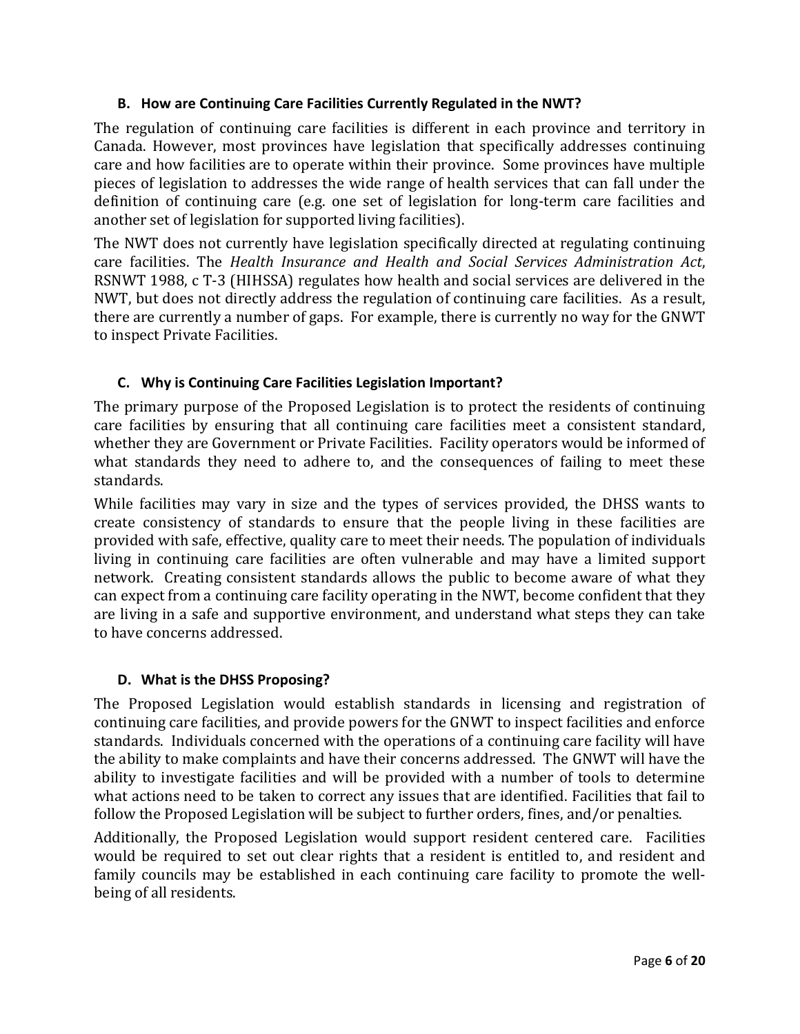### B. How are Continuing Care Facilities Currently Regulated in the NWT?

The regulation of continuing care facilities is different in each province and territory in Canada. However, most provinces have legislation that specifically addresses continuing care and how facilities are to operate within their province. Some provinces have multiple pieces of legislation to addresses the wide range of health services that can fall under the definition of continuing care (e.g. one set of legislation for long-term care facilities and another set of legislation for supported living facilities).

The NWT does not currently have legislation specifically directed at regulating continuing care facilities. The *Health Insurance and Health and Social Services Administration Act*, RSNWT 1988, c T-3 (HIHSSA) regulates how health and social services are delivered in the NWT, but does not directly address the regulation of continuing care facilities. As a result, there are currently a number of gaps. For example, there is currently no way for the GNWT to inspect Private Facilities.

### C. Why is Continuing Care Facilities Legislation Important?

The primary purpose of the Proposed Legislation is to protect the residents of continuing care facilities by ensuring that all continuing care facilities meet a consistent standard, whether they are Government or Private Facilities. Facility operators would be informed of what standards they need to adhere to, and the consequences of failing to meet these standards.

While facilities may vary in size and the types of services provided, the DHSS wants to create consistency of standards to ensure that the people living in these facilities are provided with safe, effective, quality care to meet their needs. The population of individuals living in continuing care facilities are often vulnerable and may have a limited support network. Creating consistent standards allows the public to become aware of what they can expect from a continuing care facility operating in the NWT, become confident that they are living in a safe and supportive environment, and understand what steps they can take to have concerns addressed.

### D. What is the DHSS Proposing?

The Proposed Legislation would establish standards in licensing and registration of continuing care facilities, and provide powers for the GNWT to inspect facilities and enforce standards. Individuals concerned with the operations of a continuing care facility will have the ability to make complaints and have their concerns addressed. The GNWT will have the ability to investigate facilities and will be provided with a number of tools to determine what actions need to be taken to correct any issues that are identified. Facilities that fail to follow the Proposed Legislation will be subject to further orders, fines, and/or penalties.

Additionally, the Proposed Legislation would support resident centered care. Facilities would be required to set out clear rights that a resident is entitled to, and resident and family councils may be established in each continuing care facility to promote the well-being of all residents.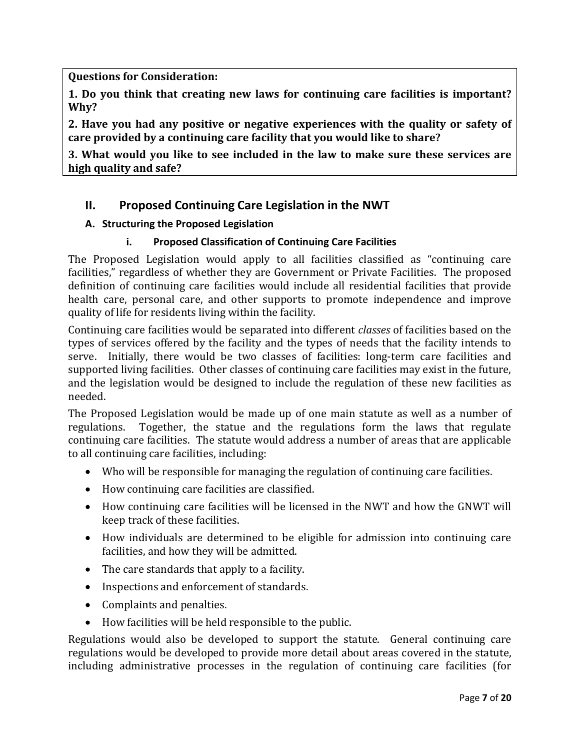**Questions for Consideration:**

**1. Do you think that creating new laws for continuing care facilities is important? Why?**

**2. Have you had any positive or negative experiences with the quality or safety of care provided by a continuing care facility that you would like to share?**

**3. What would you like to see included in the law to make sure these services are high quality and safe?**

## II. Proposed Continuing Care Legislation in the NWT

### A. Structuring the Proposed Legislation

#### i. Proposed Classification of Continuing Care Facilities

The Proposed Legislation would apply to all facilities classified as "continuing care facilities," regardless of whether they are Government or Private Facilities. The proposed definition of continuing care facilities would include all residential facilities that provide health care, personal care, and other supports to promote independence and improve quality of life for residents living within the facility.

Continuing care facilities would be separated into different *classes* of facilities based on the types of services offered by the facility and the types of needs that the facility intends to serve. Initially, there would be two classes of facilities: long-term care facilities and supported living facilities. Other classes of continuing care facilities may exist in the future, and the legislation would be designed to include the regulation of these new facilities as needed.

The Proposed Legislation would be made up of one main statute as well as a number of regulations. Together, the statue and the regulations form the laws that regulate continuing care facilities. The statute would address a number of areas that are applicable to all continuing care facilities, including:

- Who will be responsible for managing the regulation of continuing care facilities.
- How continuing care facilities are classified.
- How continuing care facilities will be licensed in the NWT and how the GNWT will keep track of these facilities.
- How individuals are determined to be eligible for admission into continuing care facilities, and how they will be admitted.
- The care standards that apply to a facility.
- Inspections and enforcement of standards.
- Complaints and penalties.
- How facilities will be held responsible to the public.

Regulations would also be developed to support the statute. General continuing care regulations would be developed to provide more detail about areas covered in the statute, including administrative processes in the regulation of continuing care facilities (for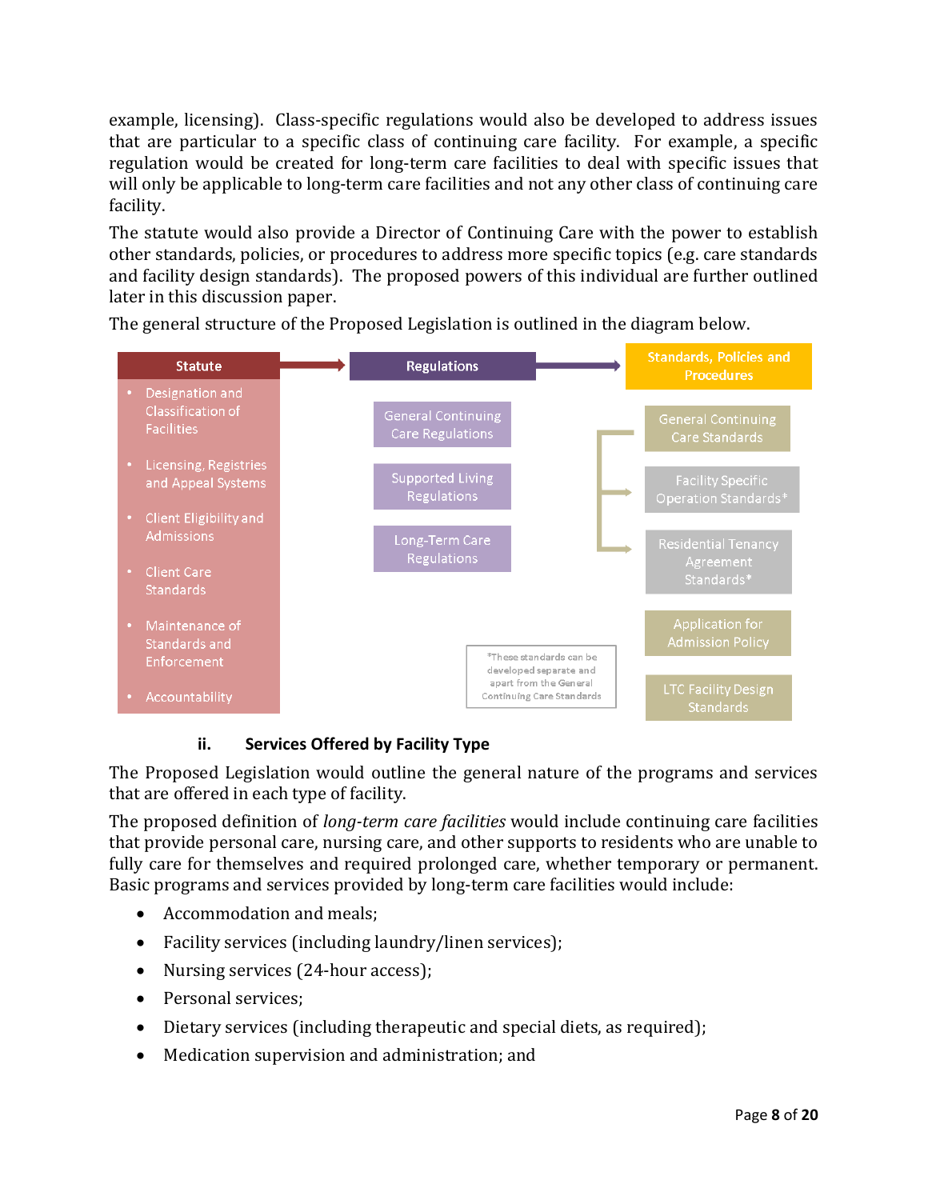example, licensing). Class-specific regulations would also be developed to address issues that are particular to a specific class of continuing care facility. For example, a specific regulation would be created for long-term care facilities to deal with specific issues that will only be applicable to long-term care facilities and not any other class of continuing care facility.

The statute would also provide a Director of Continuing Care with the power to establish other standards, policies, or procedures to address more specific topics (e.g. care standards and facility design standards). The proposed powers of this individual are further outlined later in this discussion paper.

The general structure of the Proposed Legislation is outlined in the diagram below.

**Statute** → **Regulations** → **Standards, Policies and Procedures**

**Statute**

- Designation and Classification of Facilities
- Licensing, Registries and Appeal Systems
- Client Eligibility and Admissions
- Client Care Standards
- Maintenance of Standards and Enforcement
- Accountability

**Regulations**

- General Continuing Care Regulations
- Supported Living Regulations
- Long-Term Care Regulations

**Standards, Policies and Procedures**

- General Continuing Care Standards
- Facility Specific Operation Standards*
- Residential Tenancy Agreement Standards*
- Application for Admission Policy
- LTC Facility Design Standards

*These standards can be developed separate and apart from the General Continuing Care Standards

### ii. Services Offered by Facility Type

The Proposed Legislation would outline the general nature of the programs and services that are offered in each type of facility.

The proposed definition of *long-term care facilities* would include continuing care facilities that provide personal care, nursing care, and other supports to residents who are unable to fully care for themselves and required prolonged care, whether temporary or permanent. Basic programs and services provided by long-term care facilities would include:

- Accommodation and meals;
- Facility services (including laundry/linen services);
- Nursing services (24-hour access);
- Personal services;
- Dietary services (including therapeutic and special diets, as required);
- Medication supervision and administration; and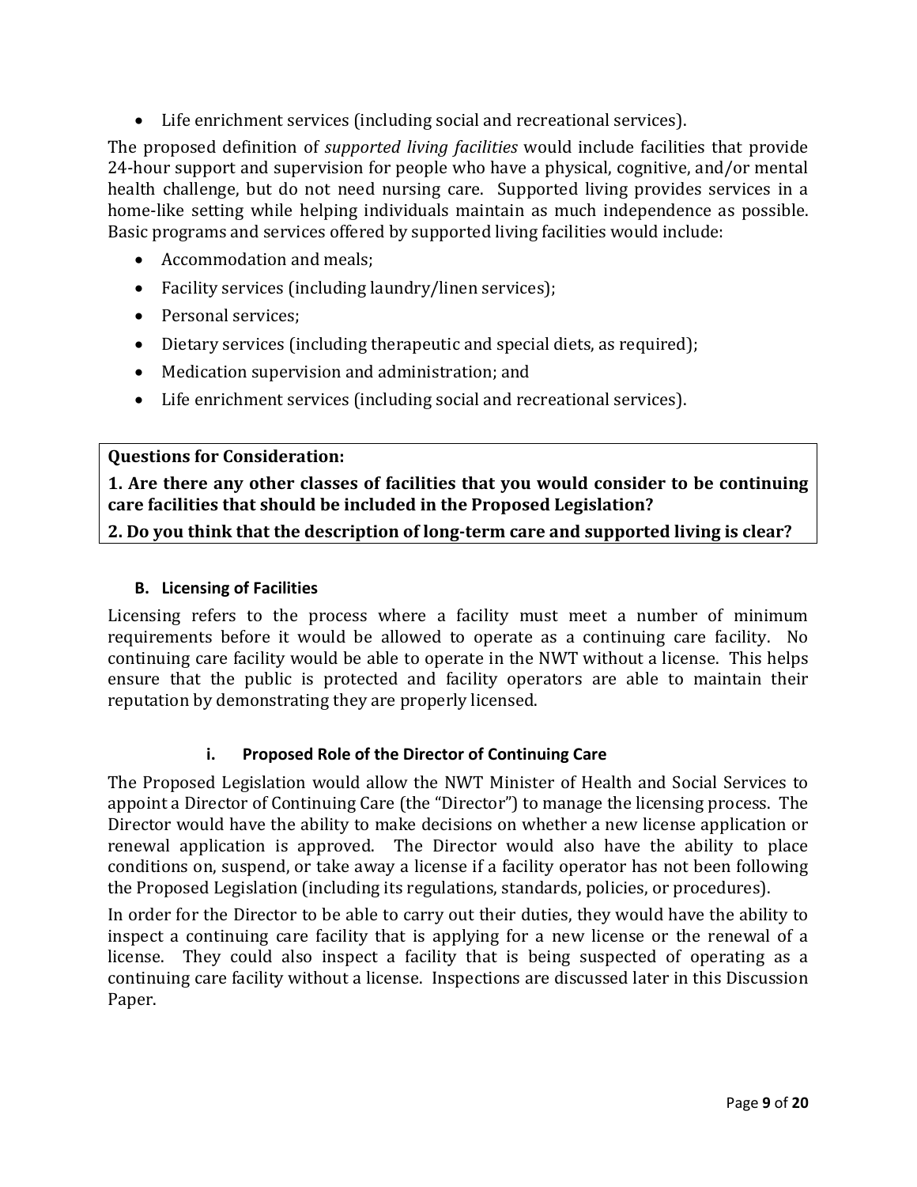- Life enrichment services (including social and recreational services).

The proposed definition of *supported living facilities* would include facilities that provide 24-hour support and supervision for people who have a physical, cognitive, and/or mental health challenge, but do not need nursing care. Supported living provides services in a home-like setting while helping individuals maintain as much independence as possible. Basic programs and services offered by supported living facilities would include:

- Accommodation and meals;
- Facility services (including laundry/linen services);
- Personal services;
- Dietary services (including therapeutic and special diets, as required);
- Medication supervision and administration; and
- Life enrichment services (including social and recreational services).

**Questions for Consideration:**

**1. Are there any other classes of facilities that you would consider to be continuing care facilities that should be included in the Proposed Legislation?**

**2. Do you think that the description of long-term care and supported living is clear?**

### B. Licensing of Facilities

Licensing refers to the process where a facility must meet a number of minimum requirements before it would be allowed to operate as a continuing care facility. No continuing care facility would be able to operate in the NWT without a license. This helps ensure that the public is protected and facility operators are able to maintain their reputation by demonstrating they are properly licensed.

#### i. Proposed Role of the Director of Continuing Care

The Proposed Legislation would allow the NWT Minister of Health and Social Services to appoint a Director of Continuing Care (the "Director") to manage the licensing process. The Director would have the ability to make decisions on whether a new license application or renewal application is approved. The Director would also have the ability to place conditions on, suspend, or take away a license if a facility operator has not been following the Proposed Legislation (including its regulations, standards, policies, or procedures).

In order for the Director to be able to carry out their duties, they would have the ability to inspect a continuing care facility that is applying for a new license or the renewal of a license. They could also inspect a facility that is being suspected of operating as a continuing care facility without a license. Inspections are discussed later in this Discussion Paper.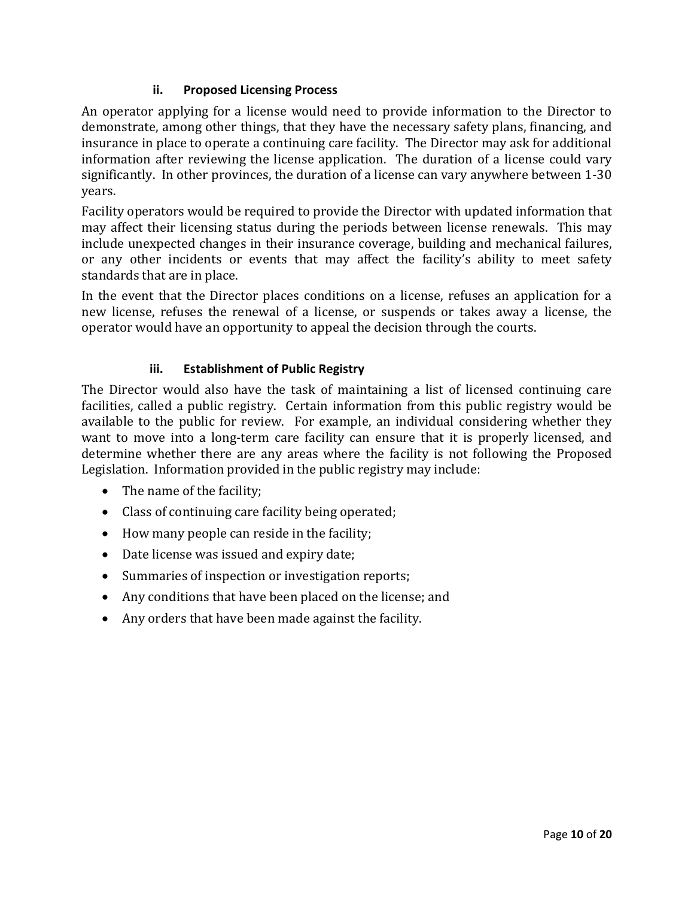### ii. Proposed Licensing Process

An operator applying for a license would need to provide information to the Director to demonstrate, among other things, that they have the necessary safety plans, financing, and insurance in place to operate a continuing care facility. The Director may ask for additional information after reviewing the license application. The duration of a license could vary significantly. In other provinces, the duration of a license can vary anywhere between 1-30 years.

Facility operators would be required to provide the Director with updated information that may affect their licensing status during the periods between license renewals. This may include unexpected changes in their insurance coverage, building and mechanical failures, or any other incidents or events that may affect the facility's ability to meet safety standards that are in place.

In the event that the Director places conditions on a license, refuses an application for a new license, refuses the renewal of a license, or suspends or takes away a license, the operator would have an opportunity to appeal the decision through the courts.

### iii. Establishment of Public Registry

The Director would also have the task of maintaining a list of licensed continuing care facilities, called a public registry. Certain information from this public registry would be available to the public for review. For example, an individual considering whether they want to move into a long-term care facility can ensure that it is properly licensed, and determine whether there are any areas where the facility is not following the Proposed Legislation. Information provided in the public registry may include:

- The name of the facility;
- Class of continuing care facility being operated;
- How many people can reside in the facility;
- Date license was issued and expiry date;
- Summaries of inspection or investigation reports;
- Any conditions that have been placed on the license; and
- Any orders that have been made against the facility.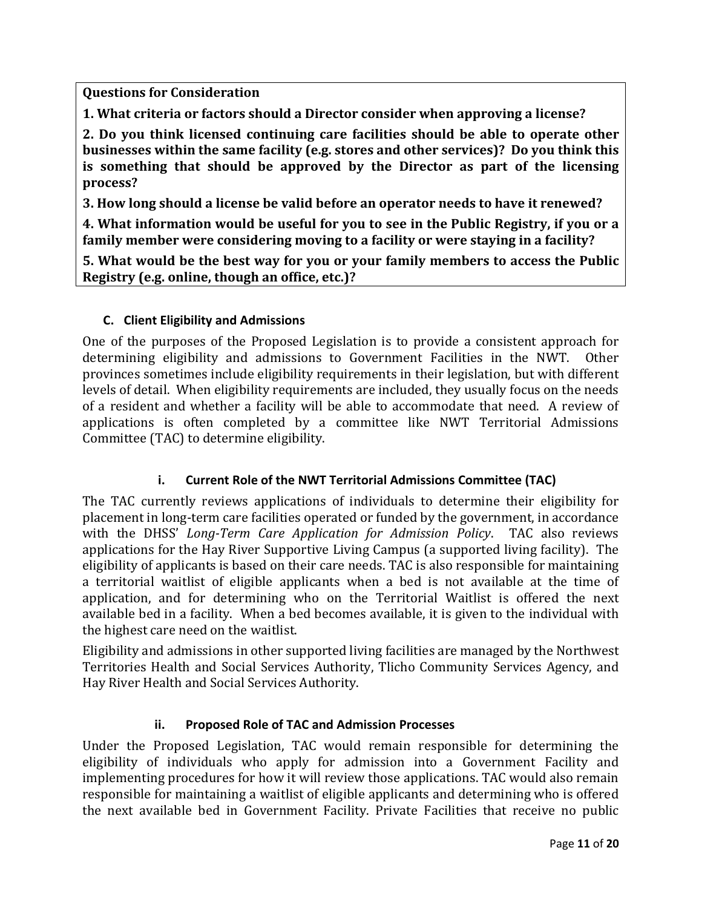**Questions for Consideration**

**1. What criteria or factors should a Director consider when approving a license?**

**2. Do you think licensed continuing care facilities should be able to operate other businesses within the same facility (e.g. stores and other services)? Do you think this is something that should be approved by the Director as part of the licensing process?**

**3. How long should a license be valid before an operator needs to have it renewed?**

**4. What information would be useful for you to see in the Public Registry, if you or a family member were considering moving to a facility or were staying in a facility?**

**5. What would be the best way for you or your family members to access the Public Registry (e.g. online, though an office, etc.)?**

### C. Client Eligibility and Admissions

One of the purposes of the Proposed Legislation is to provide a consistent approach for determining eligibility and admissions to Government Facilities in the NWT. Other provinces sometimes include eligibility requirements in their legislation, but with different levels of detail. When eligibility requirements are included, they usually focus on the needs of a resident and whether a facility will be able to accommodate that need. A review of applications is often completed by a committee like NWT Territorial Admissions Committee (TAC) to determine eligibility.

#### i. Current Role of the NWT Territorial Admissions Committee (TAC)

The TAC currently reviews applications of individuals to determine their eligibility for placement in long-term care facilities operated or funded by the government, in accordance with the DHSS' *Long-Term Care Application for Admission Policy*. TAC also reviews applications for the Hay River Supportive Living Campus (a supported living facility). The eligibility of applicants is based on their care needs. TAC is also responsible for maintaining a territorial waitlist of eligible applicants when a bed is not available at the time of application, and for determining who on the Territorial Waitlist is offered the next available bed in a facility. When a bed becomes available, it is given to the individual with the highest care need on the waitlist.

Eligibility and admissions in other supported living facilities are managed by the Northwest Territories Health and Social Services Authority, Tlicho Community Services Agency, and Hay River Health and Social Services Authority.

#### ii. Proposed Role of TAC and Admission Processes

Under the Proposed Legislation, TAC would remain responsible for determining the eligibility of individuals who apply for admission into a Government Facility and implementing procedures for how it will review those applications. TAC would also remain responsible for maintaining a waitlist of eligible applicants and determining who is offered the next available bed in Government Facility. Private Facilities that receive no public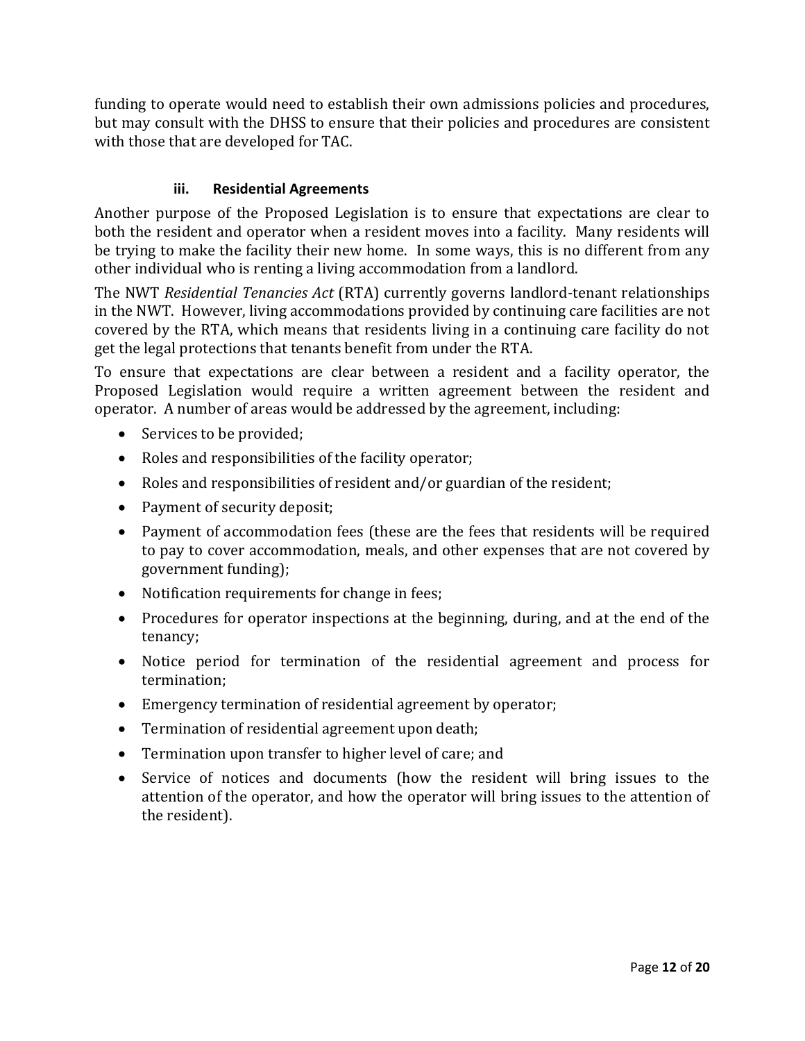funding to operate would need to establish their own admissions policies and procedures, but may consult with the DHSS to ensure that their policies and procedures are consistent with those that are developed for TAC.

### iii. Residential Agreements

Another purpose of the Proposed Legislation is to ensure that expectations are clear to both the resident and operator when a resident moves into a facility. Many residents will be trying to make the facility their new home. In some ways, this is no different from any other individual who is renting a living accommodation from a landlord.

The NWT *Residential Tenancies Act* (RTA) currently governs landlord-tenant relationships in the NWT. However, living accommodations provided by continuing care facilities are not covered by the RTA, which means that residents living in a continuing care facility do not get the legal protections that tenants benefit from under the RTA.

To ensure that expectations are clear between a resident and a facility operator, the Proposed Legislation would require a written agreement between the resident and operator. A number of areas would be addressed by the agreement, including:

- Services to be provided;
- Roles and responsibilities of the facility operator;
- Roles and responsibilities of resident and/or guardian of the resident;
- Payment of security deposit;
- Payment of accommodation fees (these are the fees that residents will be required to pay to cover accommodation, meals, and other expenses that are not covered by government funding);
- Notification requirements for change in fees;
- Procedures for operator inspections at the beginning, during, and at the end of the tenancy;
- Notice period for termination of the residential agreement and process for termination;
- Emergency termination of residential agreement by operator;
- Termination of residential agreement upon death;
- Termination upon transfer to higher level of care; and
- Service of notices and documents (how the resident will bring issues to the attention of the operator, and how the operator will bring issues to the attention of the resident).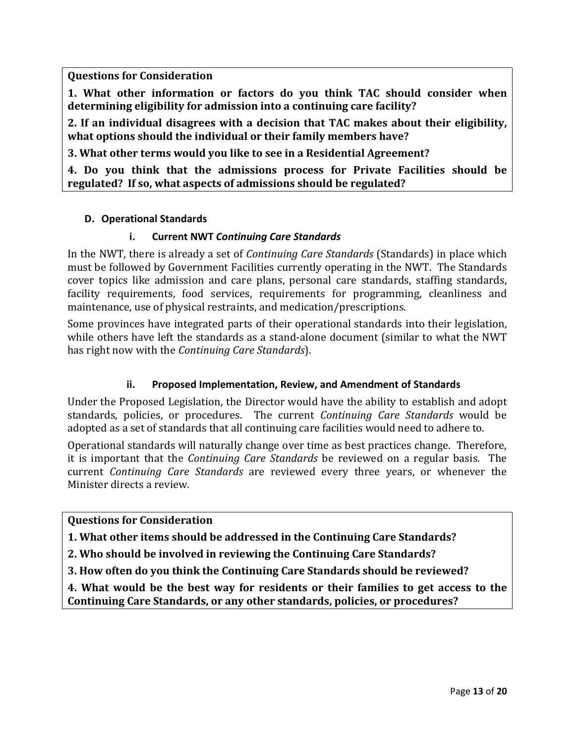**Questions for Consideration**

**1. What other information or factors do you think TAC should consider when determining eligibility for admission into a continuing care facility?**

**2. If an individual disagrees with a decision that TAC makes about their eligibility, what options should the individual or their family members have?**

**3. What other terms would you like to see in a Residential Agreement?**

**4. Do you think that the admissions process for Private Facilities should be regulated? If so, what aspects of admissions should be regulated?**

## D. Operational Standards

### i. Current NWT *Continuing Care Standards*

In the NWT, there is already a set of *Continuing Care Standards* (Standards) in place which must be followed by Government Facilities currently operating in the NWT. The Standards cover topics like admission and care plans, personal care standards, staffing standards, facility requirements, food services, requirements for programming, cleanliness and maintenance, use of physical restraints, and medication/prescriptions.

Some provinces have integrated parts of their operational standards into their legislation, while others have left the standards as a stand-alone document (similar to what the NWT has right now with the *Continuing Care Standards*).

### ii. Proposed Implementation, Review, and Amendment of Standards

Under the Proposed Legislation, the Director would have the ability to establish and adopt standards, policies, or procedures. The current *Continuing Care Standards* would be adopted as a set of standards that all continuing care facilities would need to adhere to.

Operational standards will naturally change over time as best practices change. Therefore, it is important that the *Continuing Care Standards* be reviewed on a regular basis. The current *Continuing Care Standards* are reviewed every three years, or whenever the Minister directs a review.

**Questions for Consideration**

**1. What other items should be addressed in the Continuing Care Standards?**

**2. Who should be involved in reviewing the Continuing Care Standards?**

**3. How often do you think the Continuing Care Standards should be reviewed?**

**4. What would be the best way for residents or their families to get access to the Continuing Care Standards, or any other standards, policies, or procedures?**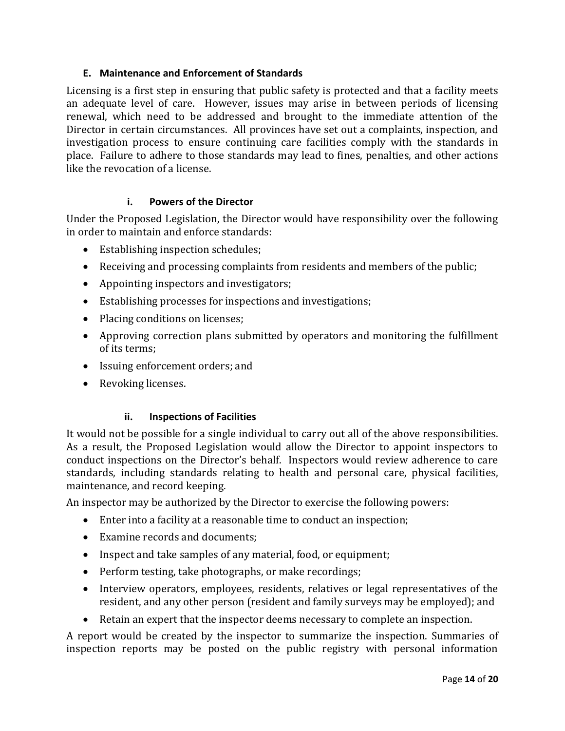### E. Maintenance and Enforcement of Standards

Licensing is a first step in ensuring that public safety is protected and that a facility meets an adequate level of care. However, issues may arise in between periods of licensing renewal, which need to be addressed and brought to the immediate attention of the Director in certain circumstances. All provinces have set out a complaints, inspection, and investigation process to ensure continuing care facilities comply with the standards in place. Failure to adhere to those standards may lead to fines, penalties, and other actions like the revocation of a license.

#### i. Powers of the Director

Under the Proposed Legislation, the Director would have responsibility over the following in order to maintain and enforce standards:

- Establishing inspection schedules;
- Receiving and processing complaints from residents and members of the public;
- Appointing inspectors and investigators;
- Establishing processes for inspections and investigations;
- Placing conditions on licenses;
- Approving correction plans submitted by operators and monitoring the fulfillment of its terms;
- Issuing enforcement orders; and
- Revoking licenses.

#### ii. Inspections of Facilities

It would not be possible for a single individual to carry out all of the above responsibilities. As a result, the Proposed Legislation would allow the Director to appoint inspectors to conduct inspections on the Director's behalf. Inspectors would review adherence to care standards, including standards relating to health and personal care, physical facilities, maintenance, and record keeping.

An inspector may be authorized by the Director to exercise the following powers:

- Enter into a facility at a reasonable time to conduct an inspection;
- Examine records and documents;
- Inspect and take samples of any material, food, or equipment;
- Perform testing, take photographs, or make recordings;
- Interview operators, employees, residents, relatives or legal representatives of the resident, and any other person (resident and family surveys may be employed); and
- Retain an expert that the inspector deems necessary to complete an inspection.

A report would be created by the inspector to summarize the inspection. Summaries of inspection reports may be posted on the public registry with personal information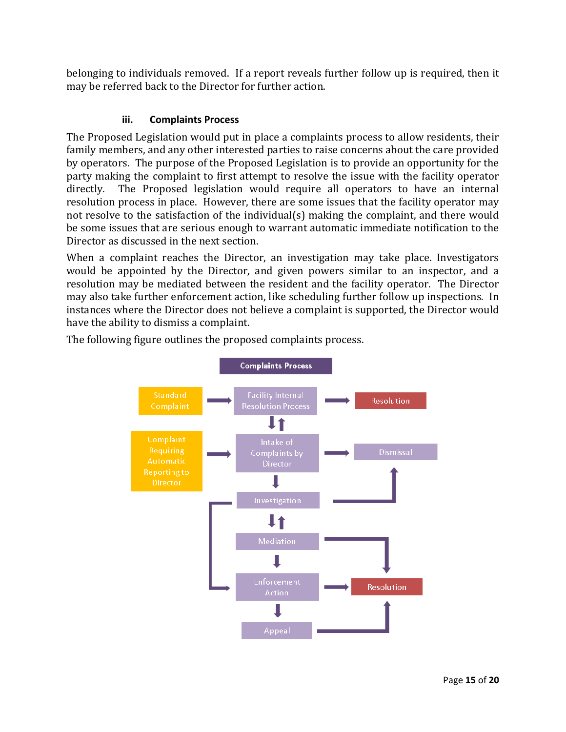belonging to individuals removed. If a report reveals further follow up is required, then it may be referred back to the Director for further action.

### iii. Complaints Process

The Proposed Legislation would put in place a complaints process to allow residents, their family members, and any other interested parties to raise concerns about the care provided by operators. The purpose of the Proposed Legislation is to provide an opportunity for the party making the complaint to first attempt to resolve the issue with the facility operator directly. The Proposed legislation would require all operators to have an internal resolution process in place. However, there are some issues that the facility operator may not resolve to the satisfaction of the individual(s) making the complaint, and there would be some issues that are serious enough to warrant automatic immediate notification to the Director as discussed in the next section.

When a complaint reaches the Director, an investigation may take place. Investigators would be appointed by the Director, and given powers similar to an inspector, and a resolution may be mediated between the resident and the facility operator. The Director may also take further enforcement action, like scheduling further follow up inspections. In instances where the Director does not believe a complaint is supported, the Director would have the ability to dismiss a complaint.

The following figure outlines the proposed complaints process.

**Complaints Process**

- Standard Complaint → Facility Internal Resolution Process → Resolution
- Facility Internal Resolution Process ↔ Intake of Complaints by Director
- Complaint Requiring Automatic Reporting to Director → Intake of Complaints by Director → Dismissal
- Intake of Complaints by Director → Investigation
- Investigation → Dismissal
- Investigation ↔ Mediation
- Investigation → Enforcement Action
- Mediation → Enforcement Action
- Mediation → Resolution
- Enforcement Action → Resolution
- Enforcement Action → Appeal
- Appeal → Resolution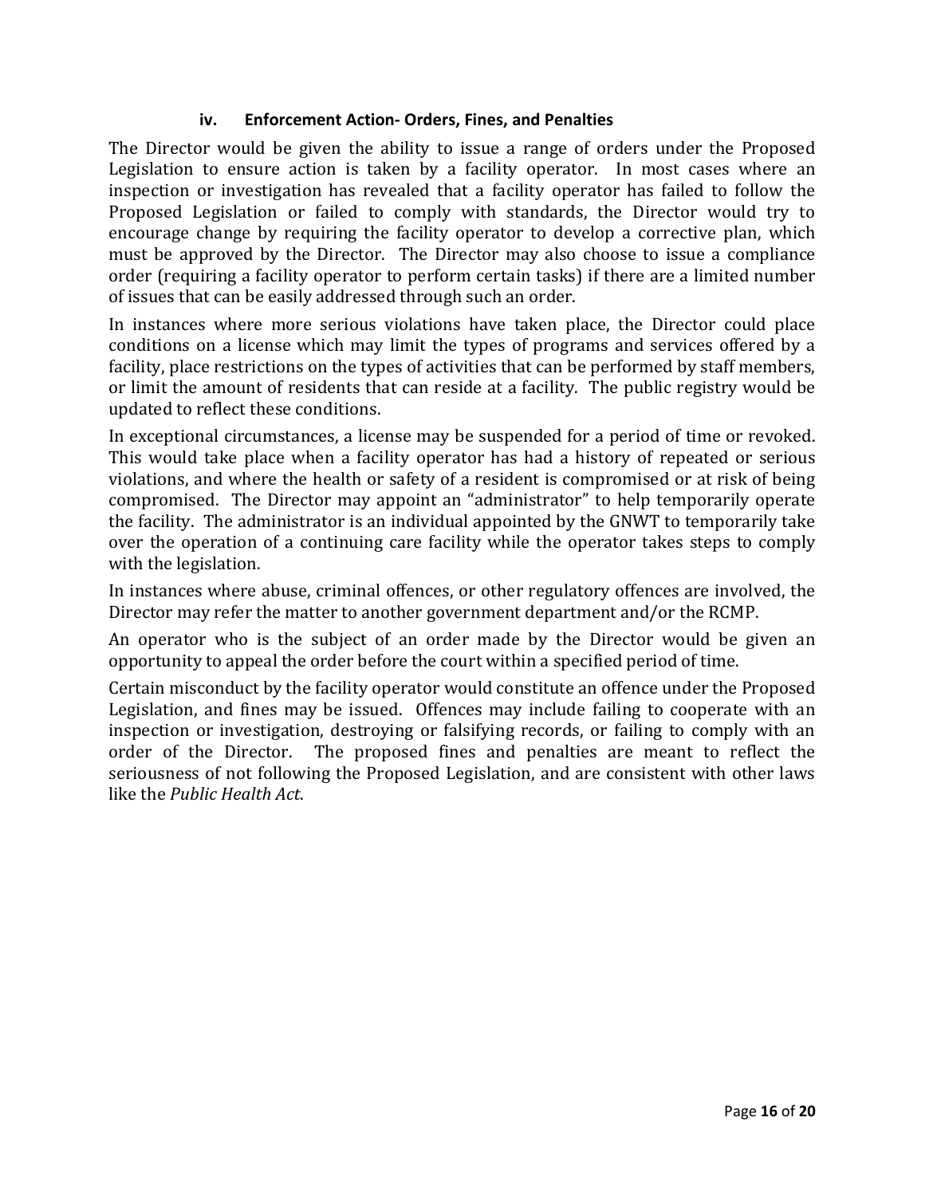#### iv. Enforcement Action- Orders, Fines, and Penalties

The Director would be given the ability to issue a range of orders under the Proposed Legislation to ensure action is taken by a facility operator. In most cases where an inspection or investigation has revealed that a facility operator has failed to follow the Proposed Legislation or failed to comply with standards, the Director would try to encourage change by requiring the facility operator to develop a corrective plan, which must be approved by the Director. The Director may also choose to issue a compliance order (requiring a facility operator to perform certain tasks) if there are a limited number of issues that can be easily addressed through such an order.

In instances where more serious violations have taken place, the Director could place conditions on a license which may limit the types of programs and services offered by a facility, place restrictions on the types of activities that can be performed by staff members, or limit the amount of residents that can reside at a facility. The public registry would be updated to reflect these conditions.

In exceptional circumstances, a license may be suspended for a period of time or revoked. This would take place when a facility operator has had a history of repeated or serious violations, and where the health or safety of a resident is compromised or at risk of being compromised. The Director may appoint an "administrator" to help temporarily operate the facility. The administrator is an individual appointed by the GNWT to temporarily take over the operation of a continuing care facility while the operator takes steps to comply with the legislation.

In instances where abuse, criminal offences, or other regulatory offences are involved, the Director may refer the matter to another government department and/or the RCMP.

An operator who is the subject of an order made by the Director would be given an opportunity to appeal the order before the court within a specified period of time.

Certain misconduct by the facility operator would constitute an offence under the Proposed Legislation, and fines may be issued. Offences may include failing to cooperate with an inspection or investigation, destroying or falsifying records, or failing to comply with an order of the Director. The proposed fines and penalties are meant to reflect the seriousness of not following the Proposed Legislation, and are consistent with other laws like the *Public Health Act*.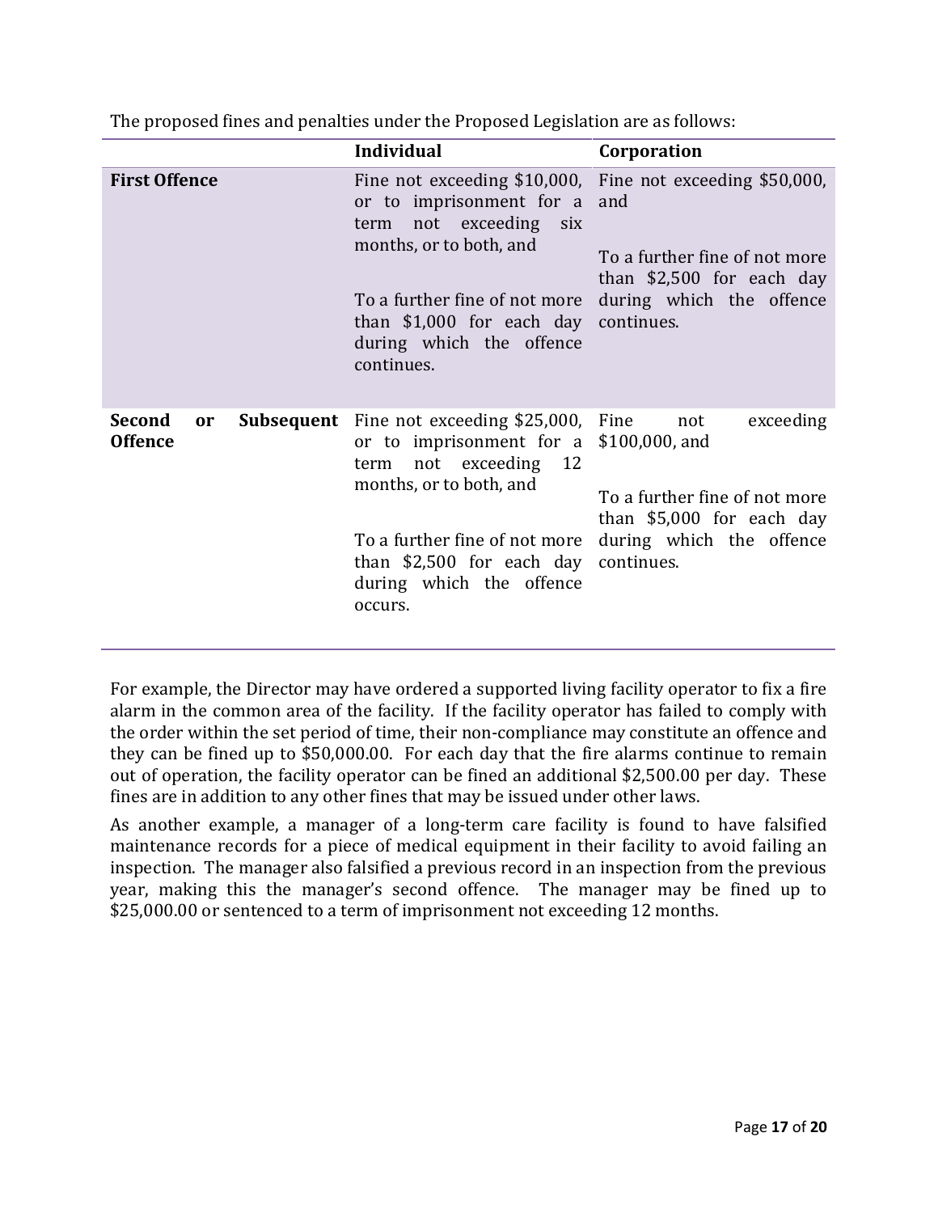The proposed fines and penalties under the Proposed Legislation are as follows:

| | Individual | Corporation |
|---|---|---|
| **First Offence** | Fine not exceeding $10,000, or to imprisonment for a term not exceeding six months, or to both, and<br><br>To a further fine of not more than $1,000 for each day during which the offence continues. | Fine not exceeding $50,000, and<br><br>To a further fine of not more than $2,500 for each day during which the offence continues. |
| **Second or Subsequent Offence** | Fine not exceeding $25,000, or to imprisonment for a term not exceeding 12 months, or to both, and<br><br>To a further fine of not more than $2,500 for each day during which the offence occurs. | Fine not exceeding $100,000, and<br><br>To a further fine of not more than $5,000 for each day during which the offence continues. |

For example, the Director may have ordered a supported living facility operator to fix a fire alarm in the common area of the facility. If the facility operator has failed to comply with the order within the set period of time, their non-compliance may constitute an offence and they can be fined up to $50,000.00. For each day that the fire alarms continue to remain out of operation, the facility operator can be fined an additional $2,500.00 per day. These fines are in addition to any other fines that may be issued under other laws.

As another example, a manager of a long-term care facility is found to have falsified maintenance records for a piece of medical equipment in their facility to avoid failing an inspection. The manager also falsified a previous record in an inspection from the previous year, making this the manager's second offence. The manager may be fined up to $25,000.00 or sentenced to a term of imprisonment not exceeding 12 months.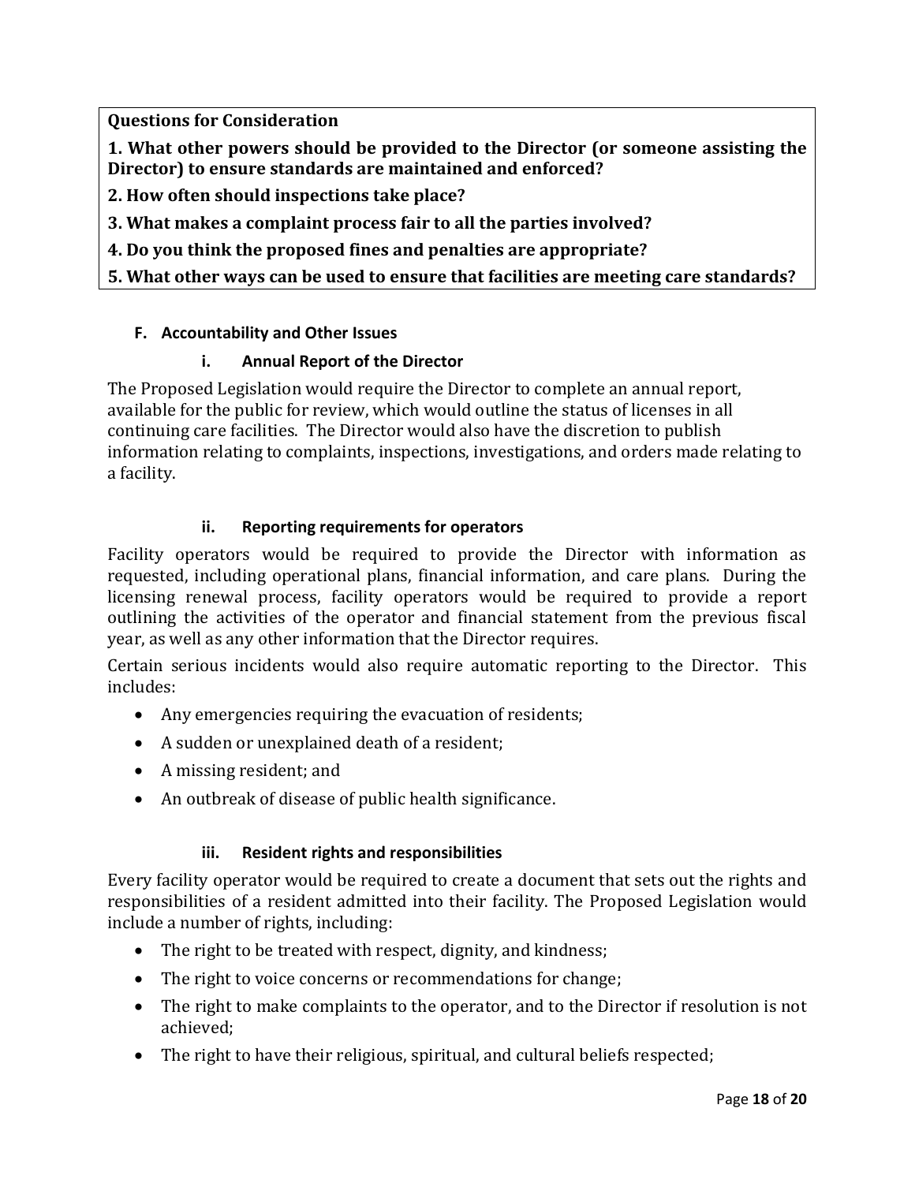**Questions for Consideration**

**1. What other powers should be provided to the Director (or someone assisting the Director) to ensure standards are maintained and enforced?**

**2. How often should inspections take place?**

**3. What makes a complaint process fair to all the parties involved?**

**4. Do you think the proposed fines and penalties are appropriate?**

**5. What other ways can be used to ensure that facilities are meeting care standards?**

## F. Accountability and Other Issues

### i. Annual Report of the Director

The Proposed Legislation would require the Director to complete an annual report, available for the public for review, which would outline the status of licenses in all continuing care facilities. The Director would also have the discretion to publish information relating to complaints, inspections, investigations, and orders made relating to a facility.

### ii. Reporting requirements for operators

Facility operators would be required to provide the Director with information as requested, including operational plans, financial information, and care plans. During the licensing renewal process, facility operators would be required to provide a report outlining the activities of the operator and financial statement from the previous fiscal year, as well as any other information that the Director requires.

Certain serious incidents would also require automatic reporting to the Director. This includes:

- Any emergencies requiring the evacuation of residents;
- A sudden or unexplained death of a resident;
- A missing resident; and
- An outbreak of disease of public health significance.

### iii. Resident rights and responsibilities

Every facility operator would be required to create a document that sets out the rights and responsibilities of a resident admitted into their facility. The Proposed Legislation would include a number of rights, including:

- The right to be treated with respect, dignity, and kindness;
- The right to voice concerns or recommendations for change;
- The right to make complaints to the operator, and to the Director if resolution is not achieved;
- The right to have their religious, spiritual, and cultural beliefs respected;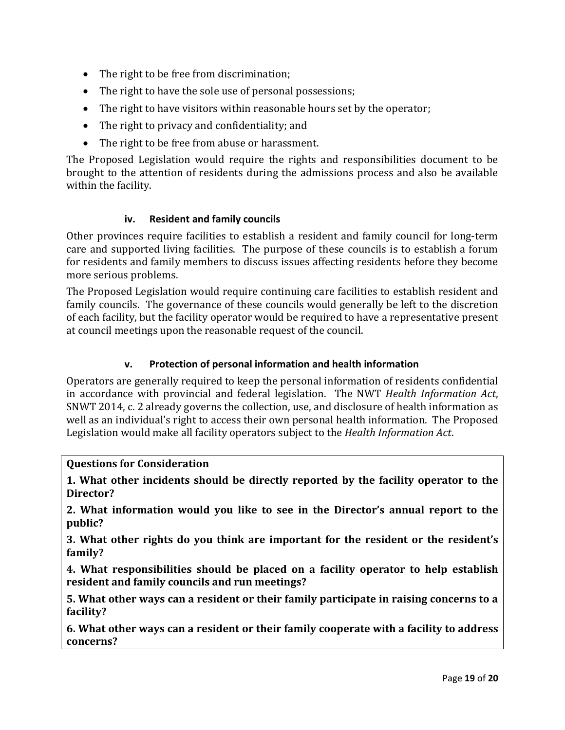- The right to be free from discrimination;
- The right to have the sole use of personal possessions;
- The right to have visitors within reasonable hours set by the operator;
- The right to privacy and confidentiality; and
- The right to be free from abuse or harassment.

The Proposed Legislation would require the rights and responsibilities document to be brought to the attention of residents during the admissions process and also be available within the facility.

#### iv. Resident and family councils

Other provinces require facilities to establish a resident and family council for long-term care and supported living facilities. The purpose of these councils is to establish a forum for residents and family members to discuss issues affecting residents before they become more serious problems.

The Proposed Legislation would require continuing care facilities to establish resident and family councils. The governance of these councils would generally be left to the discretion of each facility, but the facility operator would be required to have a representative present at council meetings upon the reasonable request of the council.

#### v. Protection of personal information and health information

Operators are generally required to keep the personal information of residents confidential in accordance with provincial and federal legislation. The NWT *Health Information Act*, SNWT 2014, c. 2 already governs the collection, use, and disclosure of health information as well as an individual's right to access their own personal health information. The Proposed Legislation would make all facility operators subject to the *Health Information Act*.

**Questions for Consideration**

**1. What other incidents should be directly reported by the facility operator to the Director?**

**2. What information would you like to see in the Director's annual report to the public?**

**3. What other rights do you think are important for the resident or the resident's family?**

**4. What responsibilities should be placed on a facility operator to help establish resident and family councils and run meetings?**

**5. What other ways can a resident or their family participate in raising concerns to a facility?**

**6. What other ways can a resident or their family cooperate with a facility to address concerns?**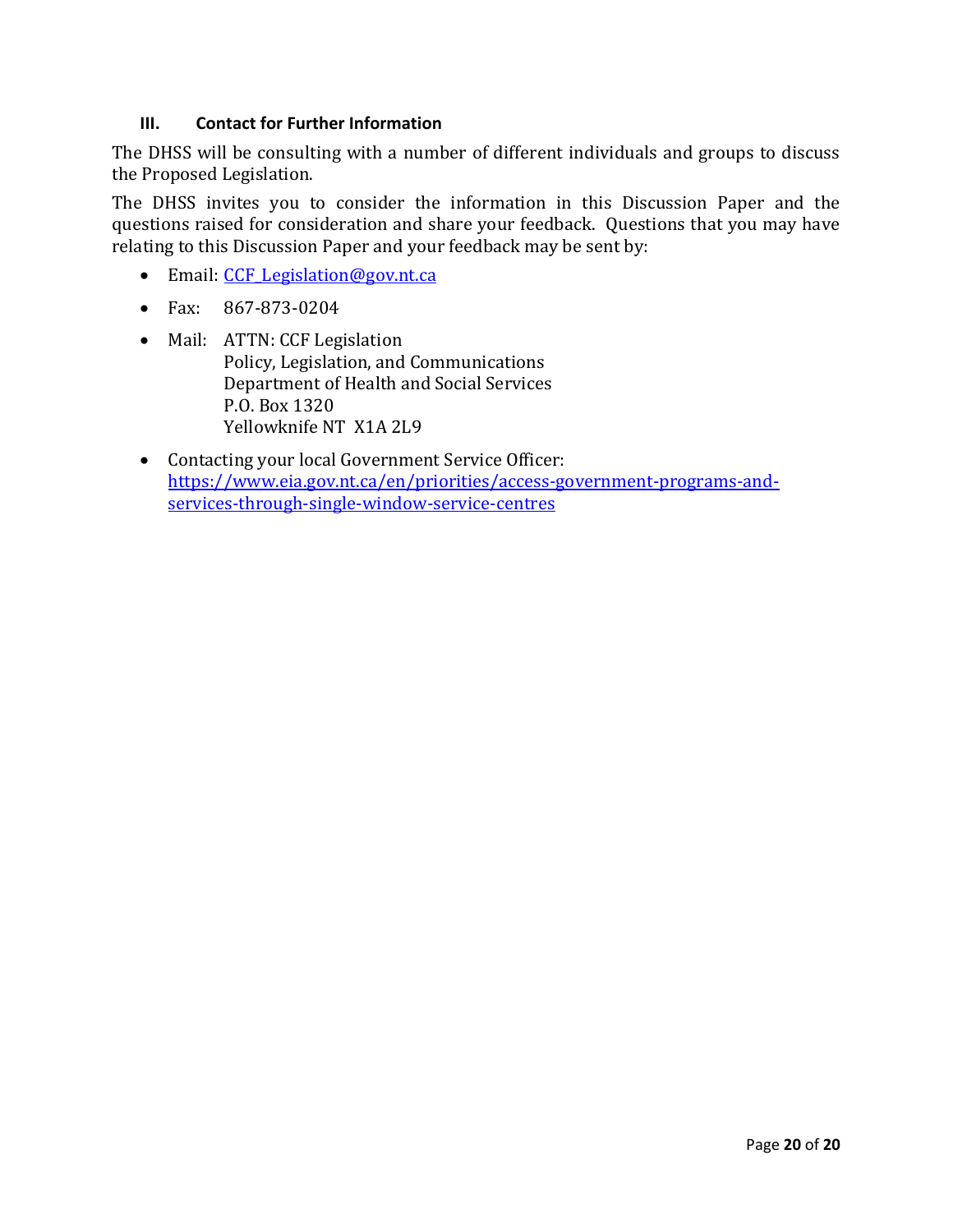### III. Contact for Further Information

The DHSS will be consulting with a number of different individuals and groups to discuss the Proposed Legislation.

The DHSS invites you to consider the information in this Discussion Paper and the questions raised for consideration and share your feedback. Questions that you may have relating to this Discussion Paper and your feedback may be sent by:

- Email: CCF_Legislation@gov.nt.ca
- Fax: 867-873-0204
- Mail: ATTN: CCF Legislation
  Policy, Legislation, and Communications
  Department of Health and Social Services
  P.O. Box 1320
  Yellowknife NT X1A 2L9
- Contacting your local Government Service Officer: https://www.eia.gov.nt.ca/en/priorities/access-government-programs-and-services-through-single-window-service-centres